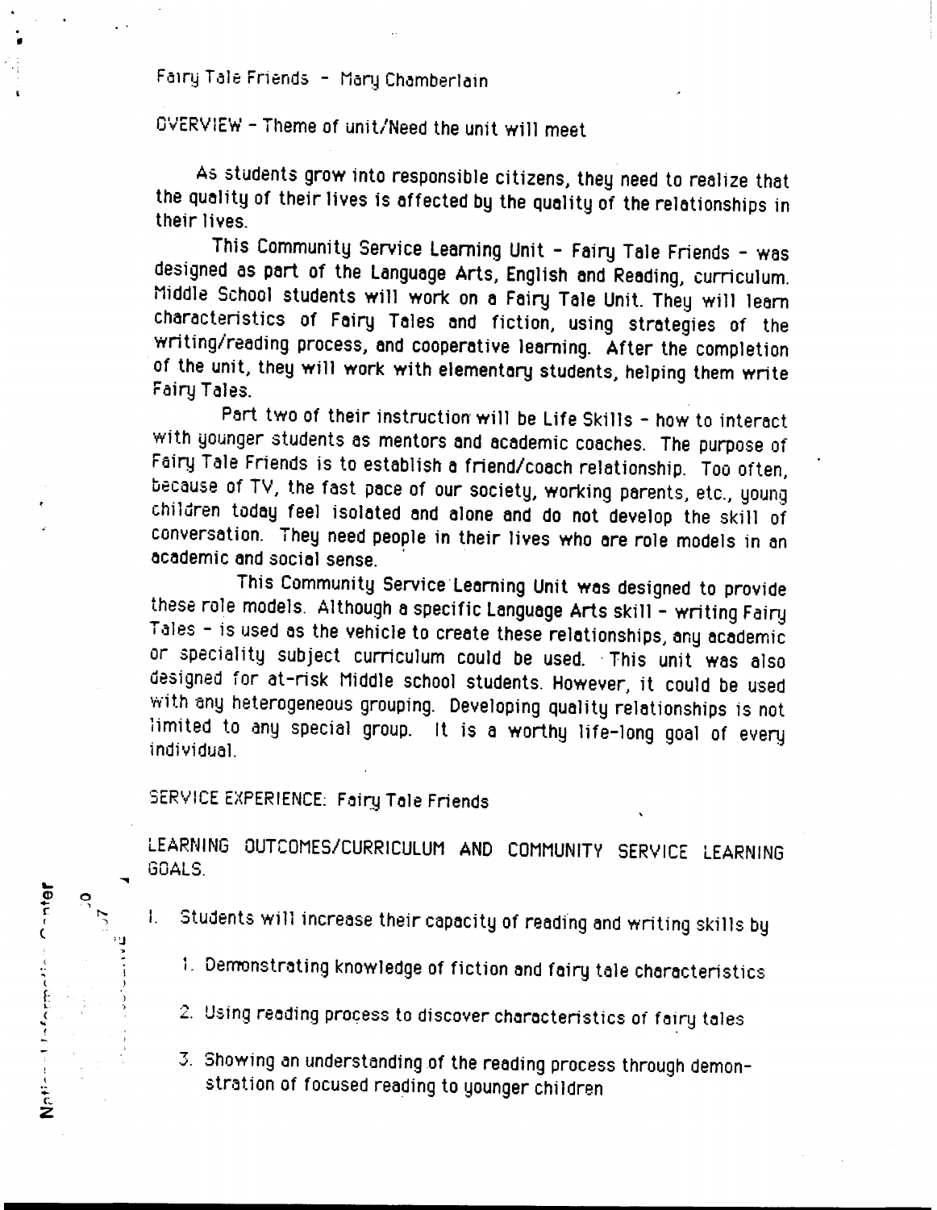Fairy Tale Friends - Mary Chamberlain

OVERVIEW - Theme of unit/Need the unit will meet

As students grow into responsible citizens, they need to realize that the quality of their lives is affected by the quality of the relationships in their lives.

This Community Service Learning Unit - Fairy Tale Friends - was designed as part of the Language Arts, English and Reading, curriculum. Middle School students will work on a Fairy Tale Unit. They will learn characteristics of Fairy Tales and fiction, using strategies of the writing/reading process, and cooperative learning. After the completion of the unit, they will work with elementary students, helping them write Fairy Tales.

Part two of their instruction will be Life Skills - how to interact with younger students as mentors and academic coaches. The purpose of Fairy Tale Friends is to establish a friend/coach relationship. Too often, because of TV, the fast pace of our society, working parents, etc., young children today feel isolated and alone and do not develop the skill of conversation. They need people in their lives who are role models in an academic and social sense.

This Community Service Learning Unit was designed to provide these role models. Although a specific Language Arts skill - writing Fairy Tales - is used as the vehicle to create these relationships, any academic or speciality subject curriculum could be used. This unit was also designed for at-risk Middle school students. However, it could be used with any heterogeneous grouping. Developing quality relationships is not limited to any special group. It is a worthy life-long goal of every individual.

SERVICE EXPERIENCE: Fairy Tale Friends

LEARNING OUTCOMES/CURRICULUM AND COMMUNITY SERVICE LEARNING GOALS.

I. Students will increase their capacity of reading and writing skills by

1. Demonstrating knowledge of fiction and fairy tale characteristics
2. Using reading process to discover characteristics of fairy tales
3. Showing an understanding of the reading process through demonstration of focused reading to younger children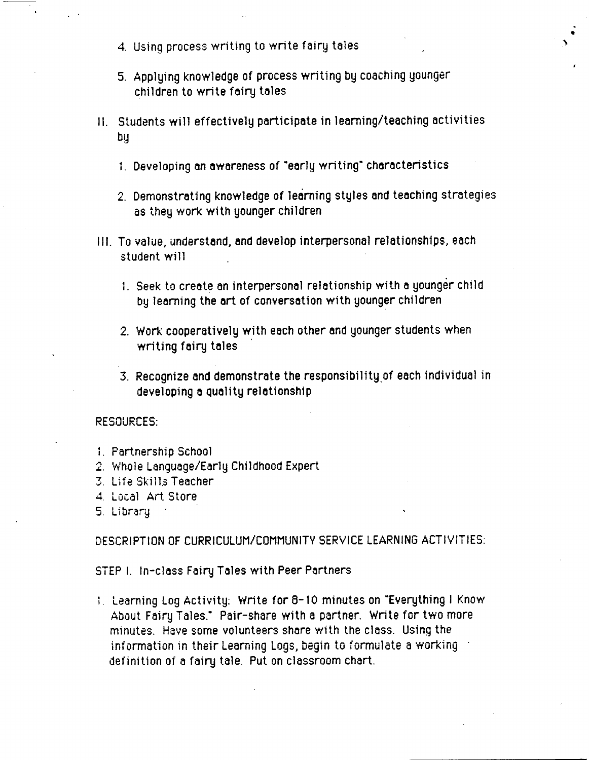4. Using process writing to write fairy tales

5. Applying knowledge of process writing by coaching younger children to write fairy tales

II. Students will effectively participate in learning/teaching activities by

1. Developing an awareness of "early writing" characteristics

2. Demonstrating knowledge of learning styles and teaching strategies as they work with younger children

III. To value, understand, and develop interpersonal relationships, each student will

1. Seek to create an interpersonal relationship with a younger child by learning the art of conversation with younger children

2. Work cooperatively with each other and younger students when writing fairy tales

3. Recognize and demonstrate the responsibility of each individual in developing a quality relationship

RESOURCES:

1. Partnership School
2. Whole Language/Early Childhood Expert
3. Life Skills Teacher
4. Local Art Store
5. Library

DESCRIPTION OF CURRICULUM/COMMUNITY SERVICE LEARNING ACTIVITIES:

STEP I. In-class Fairy Tales with Peer Partners

1. Learning Log Activity: Write for 8-10 minutes on "Everything I Know About Fairy Tales." Pair-share with a partner. Write for two more minutes. Have some volunteers share with the class. Using the information in their Learning Logs, begin to formulate a working definition of a fairy tale. Put on classroom chart.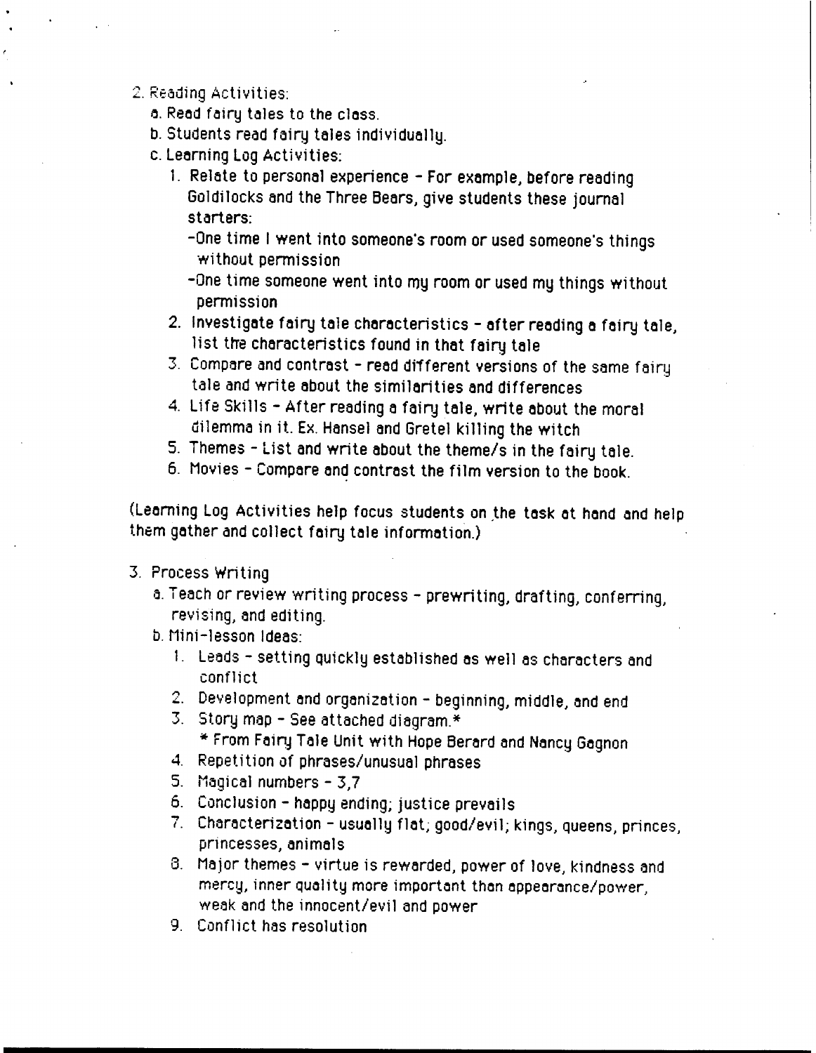2. Reading Activities:
   a. Read fairy tales to the class.
   b. Students read fairy tales individually.
   c. Learning Log Activities:
      1. Relate to personal experience - For example, before reading Goldilocks and the Three Bears, give students these journal starters:
         - One time I went into someone's room or used someone's things without permission
         - One time someone went into my room or used my things without permission
      2. Investigate fairy tale characteristics - after reading a fairy tale, list the characteristics found in that fairy tale
      3. Compare and contrast - read different versions of the same fairy tale and write about the similarities and differences
      4. Life Skills - After reading a fairy tale, write about the moral dilemma in it. Ex. Hansel and Gretel killing the witch
      5. Themes - List and write about the theme/s in the fairy tale.
      6. Movies - Compare and contrast the film version to the book.

(Learning Log Activities help focus students on the task at hand and help them gather and collect fairy tale information.)

3. Process Writing
   a. Teach or review writing process - prewriting, drafting, conferring, revising, and editing.
   b. Mini-lesson Ideas:
      1. Leads - setting quickly established as well as characters and conflict
      2. Development and organization - beginning, middle, and end
      3. Story map - See attached diagram.*
         * From Fairy Tale Unit with Hope Berard and Nancy Gagnon
      4. Repetition of phrases/unusual phrases
      5. Magical numbers - 3,7
      6. Conclusion - happy ending; justice prevails
      7. Characterization - usually flat; good/evil; kings, queens, princes, princesses, animals
      8. Major themes - virtue is rewarded, power of love, kindness and mercy, inner quality more important than appearance/power, weak and the innocent/evil and power
      9. Conflict has resolution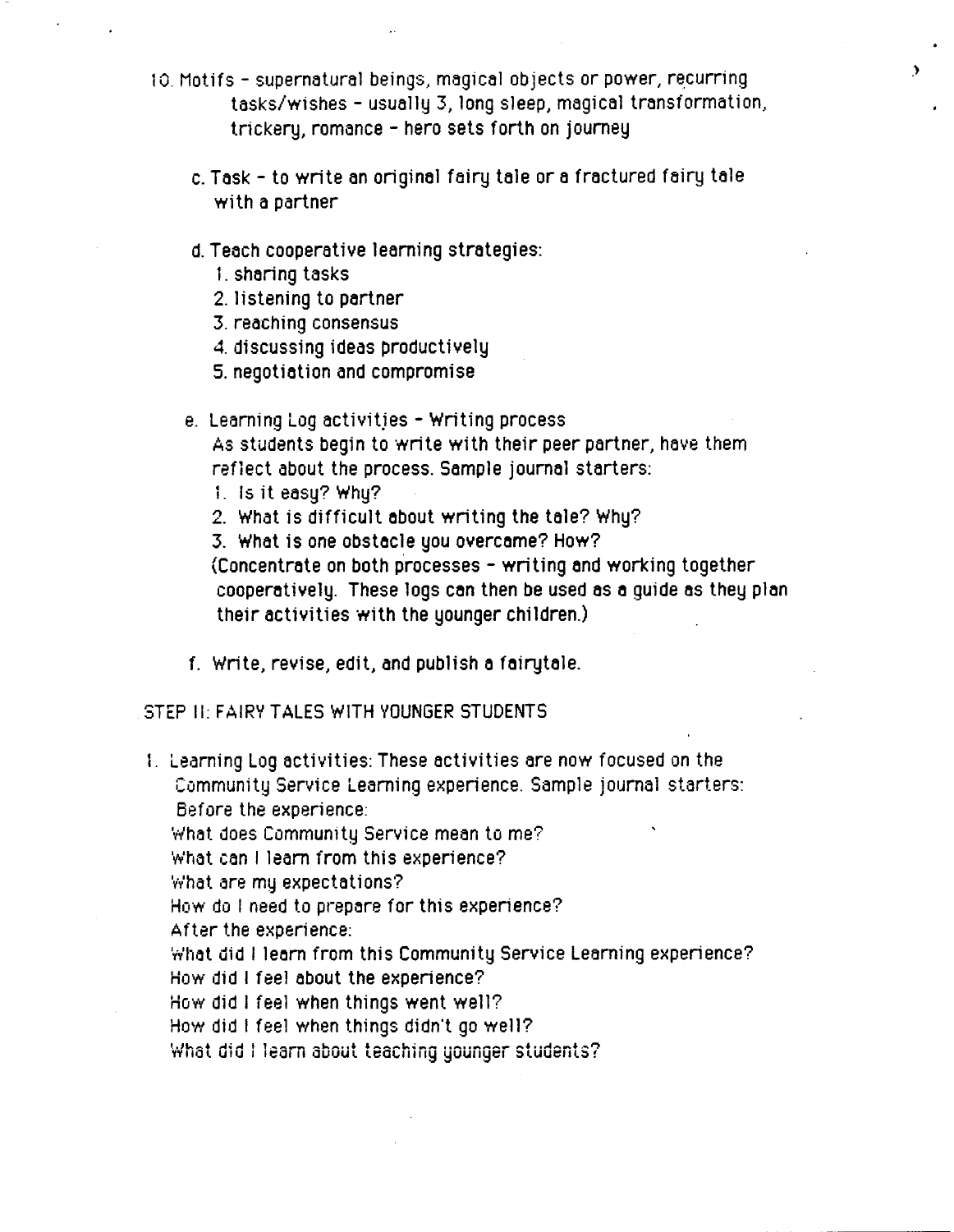10. Motifs - supernatural beings, magical objects or power, recurring tasks/wishes - usually 3, long sleep, magical transformation, trickery, romance - hero sets forth on journey

c. Task - to write an original fairy tale or a fractured fairy tale with a partner

d. Teach cooperative learning strategies:
   1. sharing tasks
   2. listening to partner
   3. reaching consensus
   4. discussing ideas productively
   5. negotiation and compromise

e. Learning Log activities - Writing process
   As students begin to write with their peer partner, have them reflect about the process. Sample journal starters:
   1. Is it easy? Why?
   2. What is difficult about writing the tale? Why?
   3. What is one obstacle you overcame? How?
   (Concentrate on both processes - writing and working together cooperatively. These logs can then be used as a guide as they plan their activities with the younger children.)

f. Write, revise, edit, and publish a fairytale.

STEP II: FAIRY TALES WITH YOUNGER STUDENTS

1. Learning Log activities: These activities are now focused on the Community Service Learning experience. Sample journal starters:
   Before the experience:
   What does Community Service mean to me?
   What can I learn from this experience?
   What are my expectations?
   How do I need to prepare for this experience?
   After the experience:
   What did I learn from this Community Service Learning experience?
   How did I feel about the experience?
   How did I feel when things went well?
   How did I feel when things didn't go well?
   What did I learn about teaching younger students?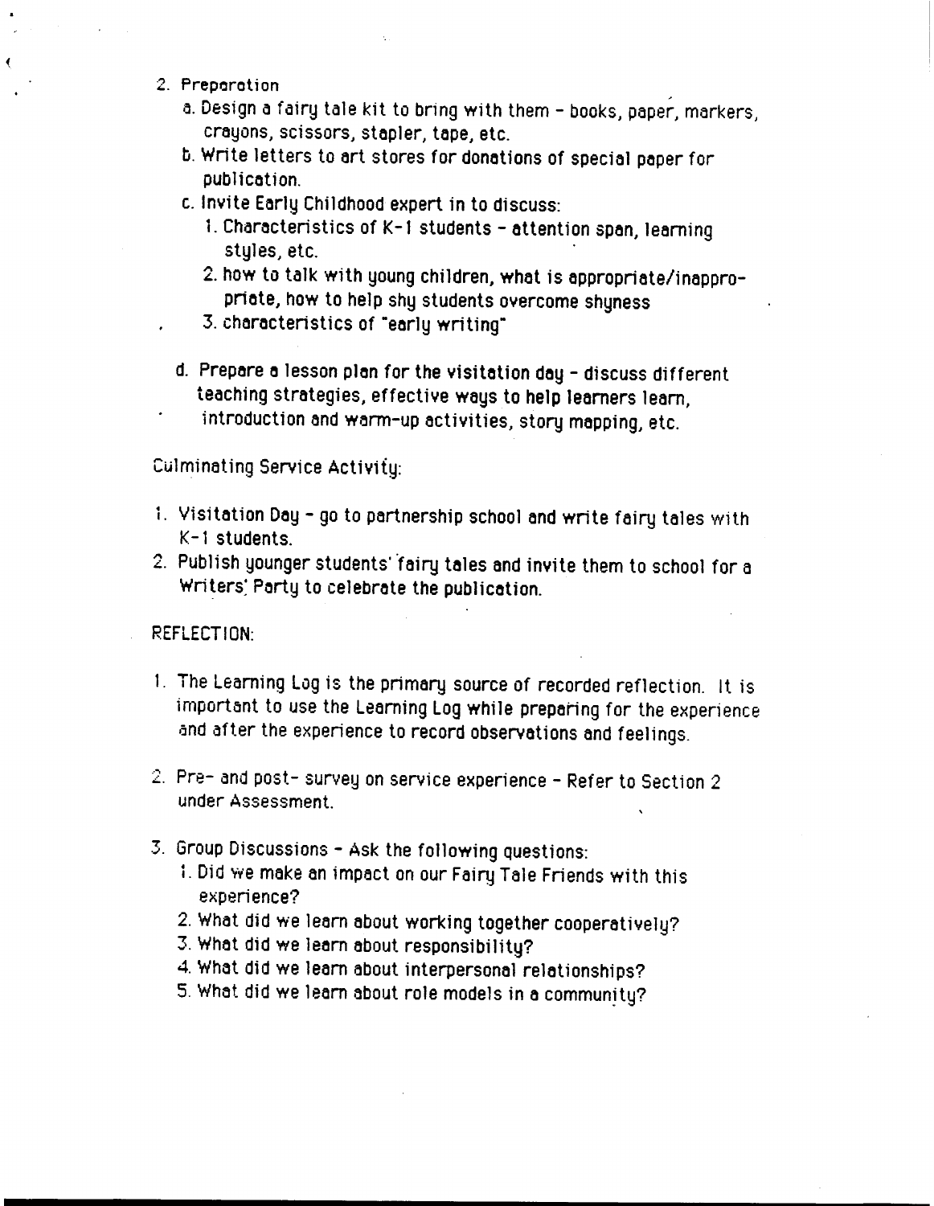2. Preparation
   a. Design a fairy tale kit to bring with them - books, paper, markers, crayons, scissors, stapler, tape, etc.
   b. Write letters to art stores for donations of special paper for publication.
   c. Invite Early Childhood expert in to discuss:
      1. Characteristics of K-1 students - attention span, learning styles, etc.
      2. how to talk with young children, what is appropriate/inappropriate, how to help shy students overcome shyness
      3. characteristics of "early writing"

   d. Prepare a lesson plan for the visitation day - discuss different teaching strategies, effective ways to help learners learn, introduction and warm-up activities, story mapping, etc.

Culminating Service Activity:

1. Visitation Day - go to partnership school and write fairy tales with K-1 students.
2. Publish younger students' fairy tales and invite them to school for a Writers' Party to celebrate the publication.

REFLECTION:

1. The Learning Log is the primary source of recorded reflection. It is important to use the Learning Log while preparing for the experience and after the experience to record observations and feelings.

2. Pre- and post- survey on service experience - Refer to Section 2 under Assessment.

3. Group Discussions - Ask the following questions:
   1. Did we make an impact on our Fairy Tale Friends with this experience?
   2. What did we learn about working together cooperatively?
   3. What did we learn about responsibility?
   4. What did we learn about interpersonal relationships?
   5. What did we learn about role models in a community?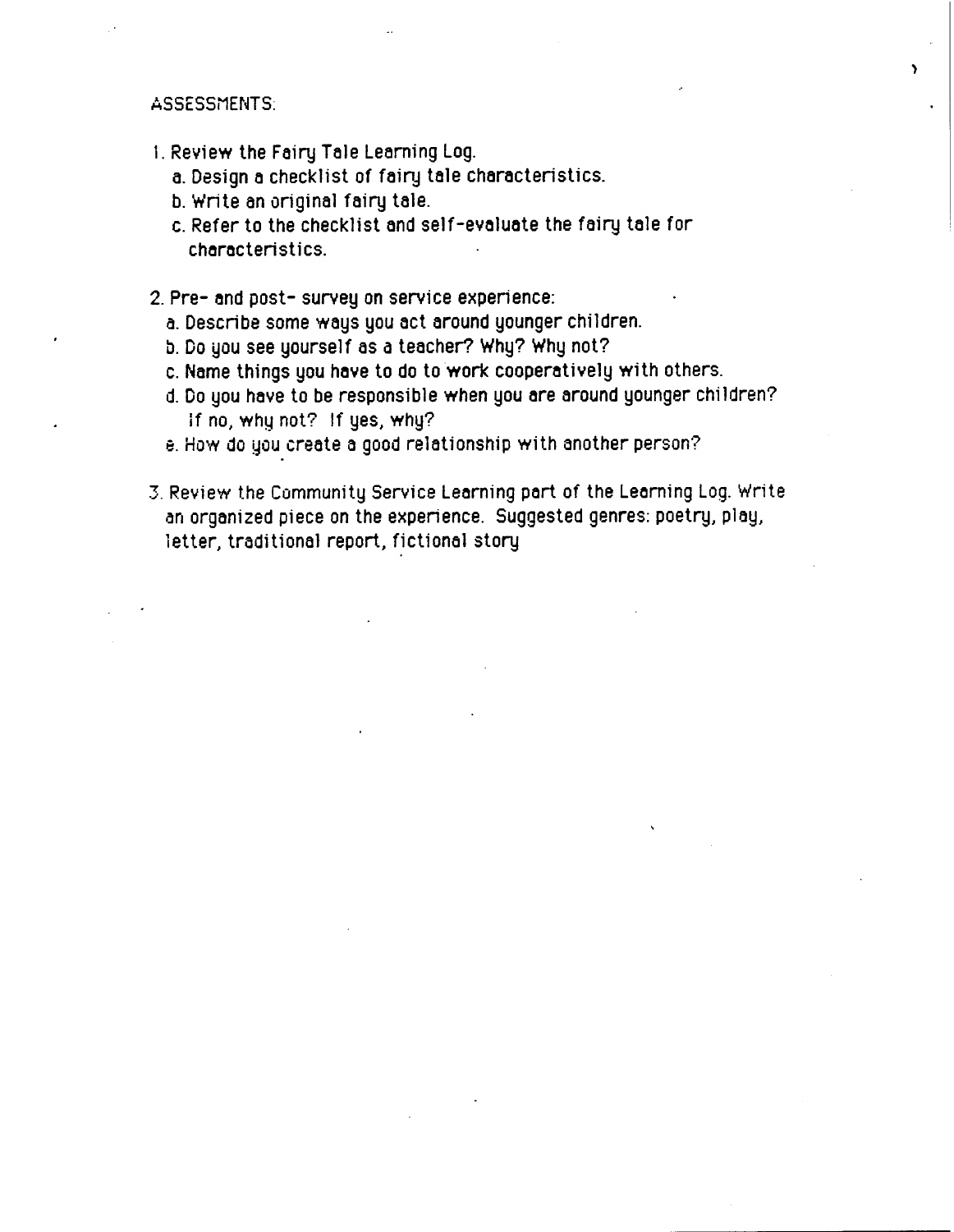ASSESSMENTS:

1. Review the Fairy Tale Learning Log.
   a. Design a checklist of fairy tale characteristics.
   b. Write an original fairy tale.
   c. Refer to the checklist and self-evaluate the fairy tale for characteristics.

2. Pre- and post- survey on service experience:
   a. Describe some ways you act around younger children.
   b. Do you see yourself as a teacher? Why? Why not?
   c. Name things you have to do to work cooperatively with others.
   d. Do you have to be responsible when you are around younger children? If no, why not? If yes, why?
   e. How do you create a good relationship with another person?

3. Review the Community Service Learning part of the Learning Log. Write an organized piece on the experience. Suggested genres: poetry, play, letter, traditional report, fictional story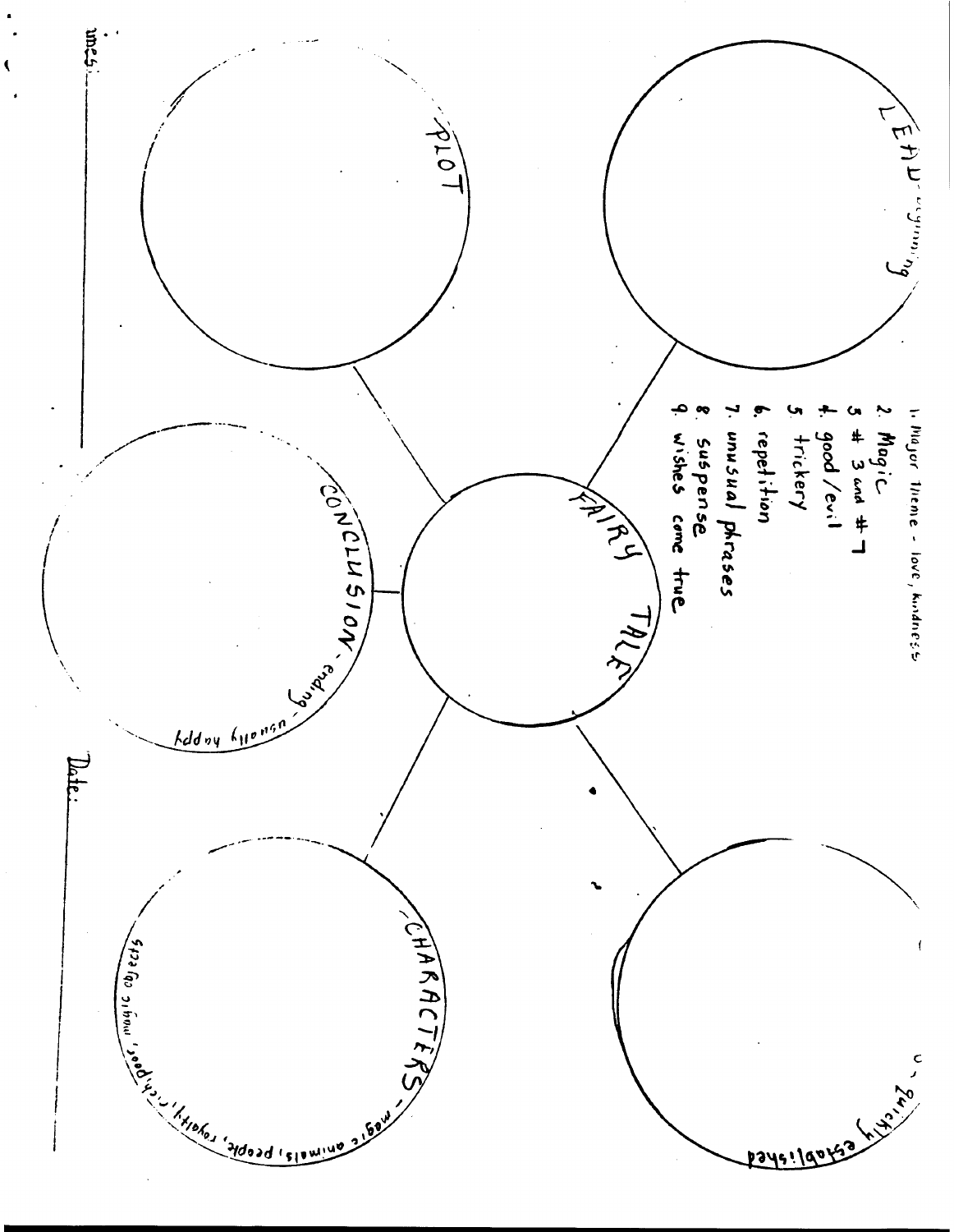# FAIRY TALE

**LEAD** - beginning

**PLOT**

**CONCLUSION** - ending usually happy

**CHARACTERS** - magic animals, people, royalty, rich, poor, magic objects

[S...] - quickly established

1. Major theme - love, kindness
2. Magic
3. # 3 and # 7
4. good / evil
5. trickery
6. repetition
7. unusual phrases
8. suspense
9. wishes come true

Names: \_\_\_\_\_\_\_\_\_\_\_\_\_\_\_\_\_\_\_\_

Date: \_\_\_\_\_\_\_\_\_\_\_\_\_\_\_\_\_\_\_\_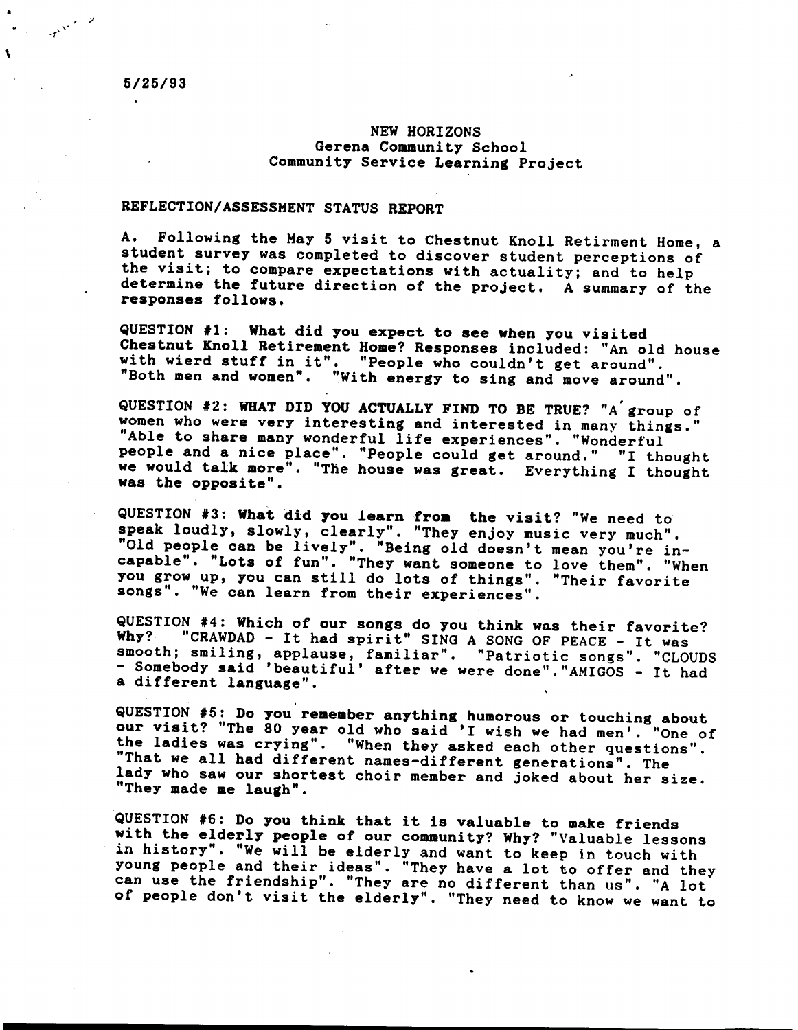5/25/93

NEW HORIZONS
Gerena Community School
Community Service Learning Project

REFLECTION/ASSESSMENT STATUS REPORT

A. Following the May 5 visit to Chestnut Knoll Retirment Home, a student survey was completed to discover student perceptions of the visit; to compare expectations with actuality; and to help determine the future direction of the project. A summary of the responses follows.

QUESTION #1: **What did you expect to see when you visited Chestnut Knoll Retirement Home?** Responses included: "An old house with wierd stuff in it". "People who couldn't get around". "Both men and women". "With energy to sing and move around".

QUESTION #2: **WHAT DID YOU ACTUALLY FIND TO BE TRUE?** "A group of women who were very interesting and interested in many things." "Able to share many wonderful life experiences". "Wonderful people and a nice place". "People could get around." "I thought we would talk more". "The house was great. Everything I thought was the opposite".

QUESTION #3: **What did you learn from the visit?** "We need to speak loudly, slowly, clearly". "They enjoy music very much". "Old people can be lively". "Being old doesn't mean you're in-capable". "Lots of fun". "They want someone to love them". "When you grow up, you can still do lots of things". "Their favorite songs". "We can learn from their experiences".

QUESTION #4: **Which of our songs do you think was their favorite? Why?** "CRAWDAD - It had spirit" SING A SONG OF PEACE - It was smooth; smiling, applause, familiar". "Patriotic songs". "CLOUDS - Somebody said 'beautiful' after we were done"."AMIGOS - It had a different language".

QUESTION #5: **Do you remember anything humorous or touching about our visit?** "The 80 year old who said 'I wish we had men'. "One of the ladies was crying". "When they asked each other questions". "That we all had different names-different generations". The lady who saw our shortest choir member and joked about her size. "They made me laugh".

QUESTION #6: **Do you think that it is valuable to make friends with the elderly people of our community? Why?** "Valuable lessons in history". "We will be elderly and want to keep in touch with young people and their ideas". "They have a lot to offer and they can use the friendship". "They are no different than us". "A lot of people don't visit the elderly". "They need to know we want to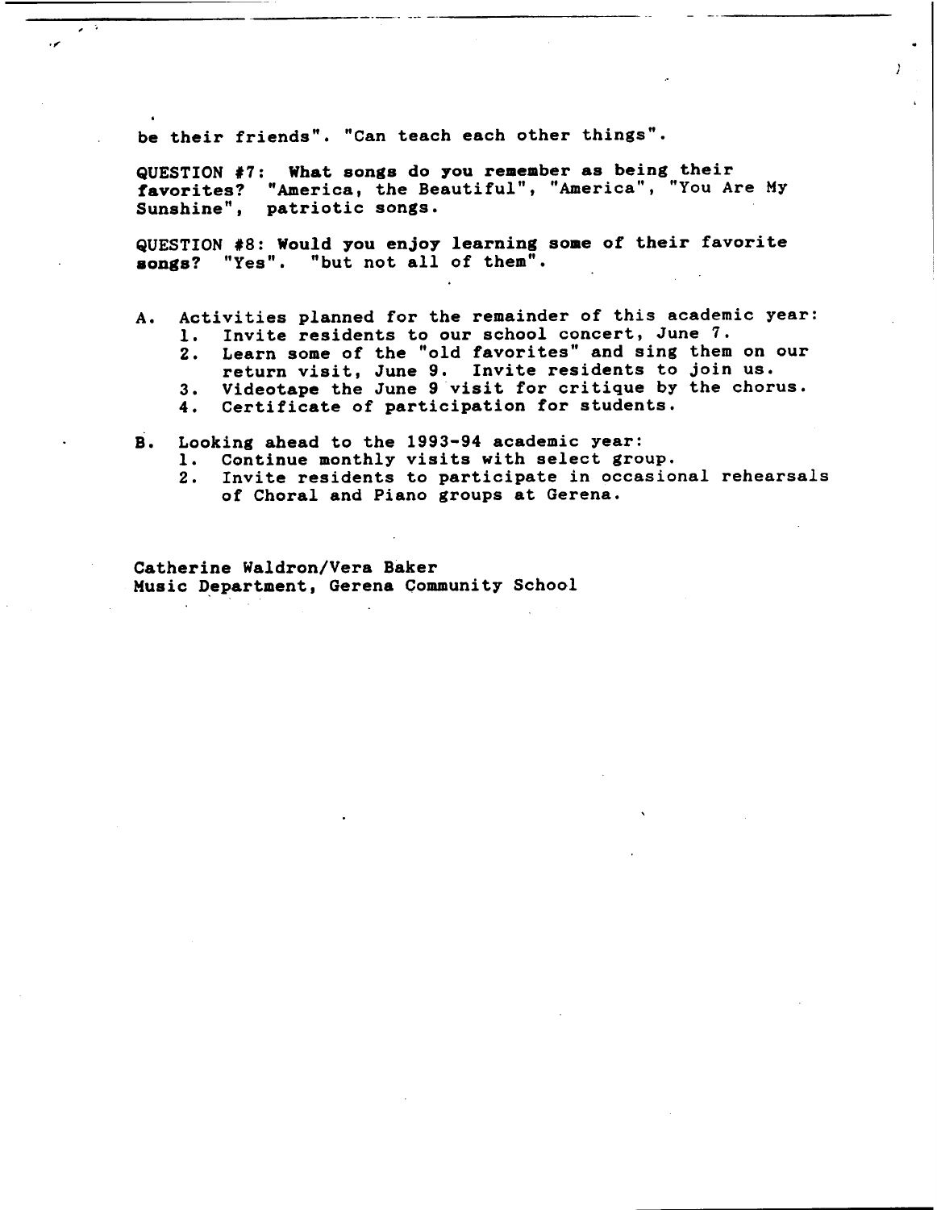be their friends". "Can teach each other things".

**QUESTION #7: What songs do you remember as being their favorites?** "America, the Beautiful", "America", "You Are My Sunshine", patriotic songs.

**QUESTION #8: Would you enjoy learning some of their favorite songs?** "Yes". "but not all of them".

A. Activities planned for the remainder of this academic year:
   1. Invite residents to our school concert, June 7.
   2. Learn some of the "old favorites" and sing them on our return visit, June 9. Invite residents to join us.
   3. Videotape the June 9 visit for critique by the chorus.
   4. Certificate of participation for students.

B. Looking ahead to the 1993-94 academic year:
   1. Continue monthly visits with select group.
   2. Invite residents to participate in occasional rehearsals of Choral and Piano groups at Gerena.

Catherine Waldron/Vera Baker
Music Department, Gerena Community School